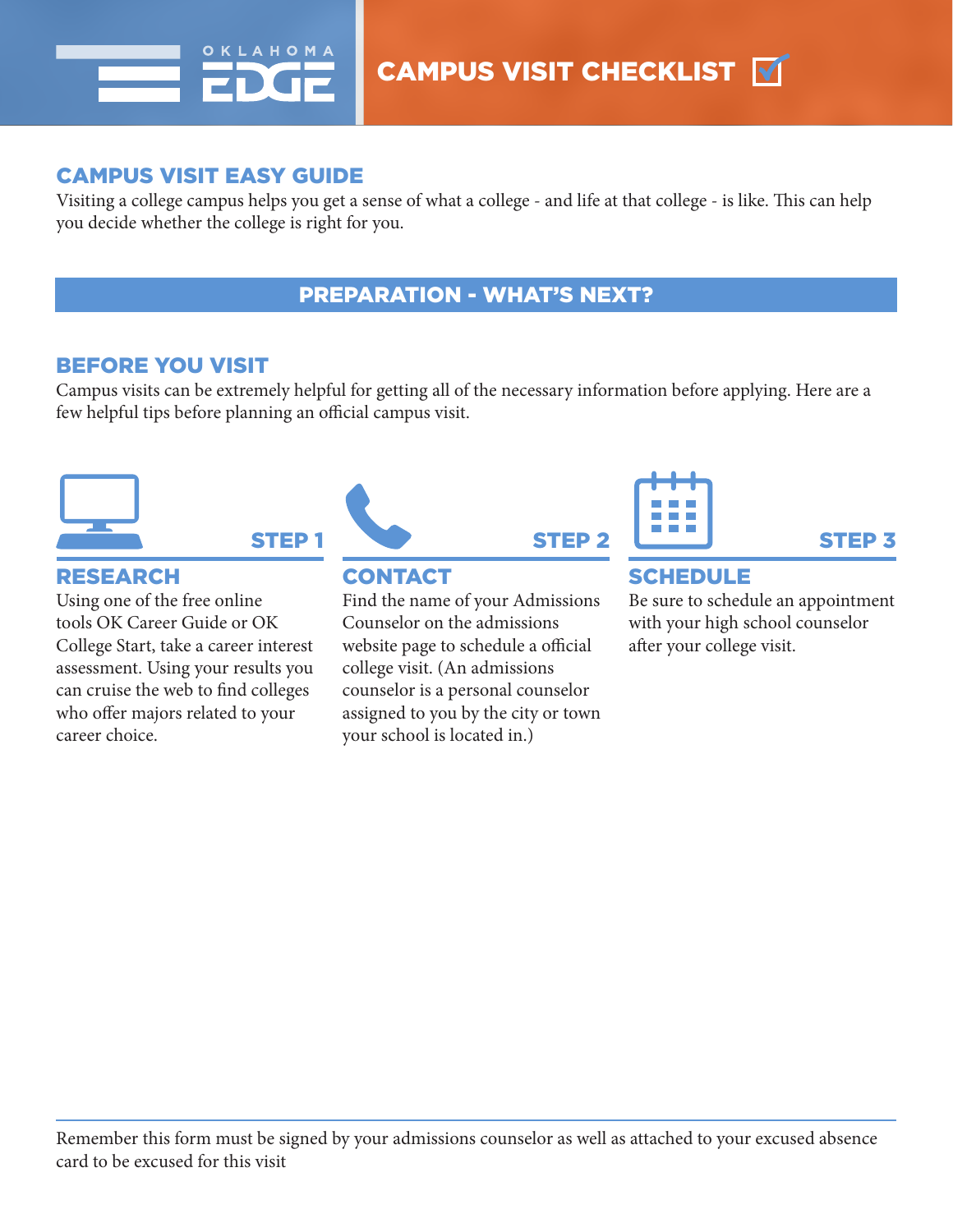OKLAHOMA EDGE

# CAMPUS VISIT CHECKLIST

## CAMPUS VISIT EASY GUIDE

Visiting a college campus helps you get a sense of what a college - and life at that college - is like. This can help you decide whether the college is right for you.

## PREPARATION - WHAT'S NEXT?

### BEFORE YOU VISIT

Campus visits can be extremely helpful for getting all of the necessary information before applying. Here are a few helpful tips before planning an official campus visit.

**STEP 1**

### RESEARCH

Using one of the free online tools OK Career Guide or OK College Start, take a career interest assessment. Using your results you can cruise the web to find colleges who offer majors related to your career choice.

**STEP 2**

### CONTACT

Find the name of your Admissions Counselor on the admissions website page to schedule a official college visit. (An admissions counselor is a personal counselor assigned to you by the city or town your school is located in.)

**STEP 3**

### SCHEDULE

Be sure to schedule an appointment with your high school counselor after your college visit.

---

Remember this form must be signed by your admissions counselor as well as attached to your excused absence card to be excused for this visit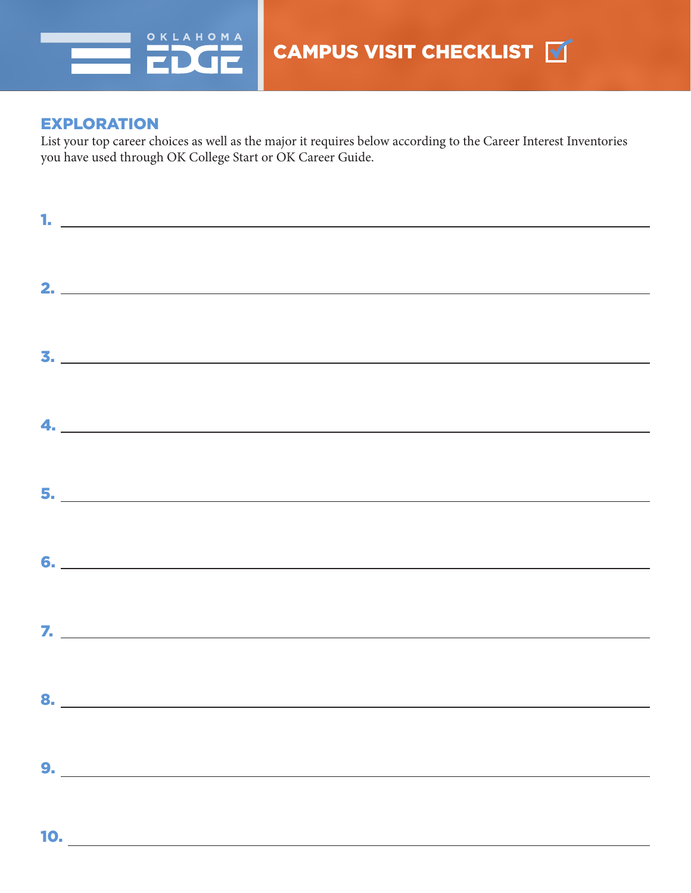# CAMPUS VISIT CHECKLIST

## EXPLORATION

List your top career choices as well as the major it requires below according to the Career Interest Inventories you have used through OK College Start or OK Career Guide.

1. ______________________________

2. ______________________________

3. ______________________________

4. ______________________________

5. ______________________________

6. ______________________________

7. ______________________________

8. ______________________________

9. ______________________________

10. ______________________________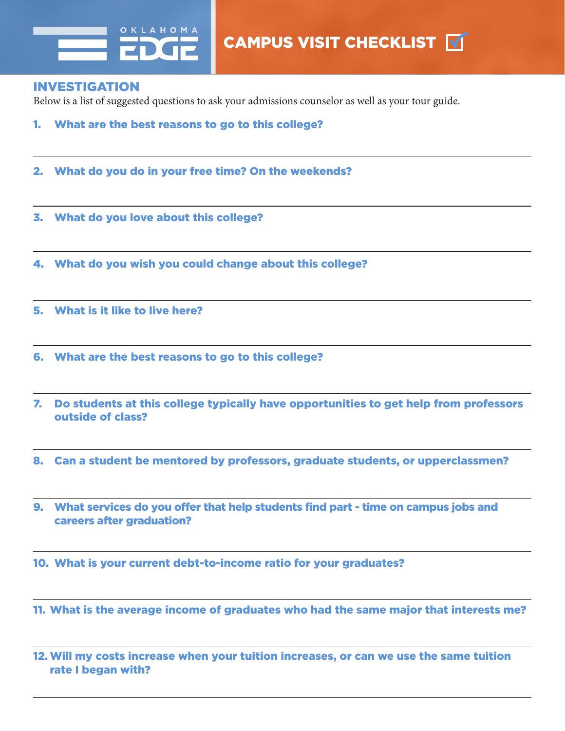OKLAHOMA EDGE

# CAMPUS VISIT CHECKLIST

## INVESTIGATION

Below is a list of suggested questions to ask your admissions counselor as well as your tour guide.

1. **What are the best reasons to go to this college?**

2. **What do you do in your free time? On the weekends?**

3. **What do you love about this college?**

4. **What do you wish you could change about this college?**

5. **What is it like to live here?**

6. **What are the best reasons to go to this college?**

7. **Do students at this college typically have opportunities to get help from professors outside of class?**

8. **Can a student be mentored by professors, graduate students, or upperclassmen?**

9. **What services do you offer that help students find part - time on campus jobs and careers after graduation?**

10. **What is your current debt-to-income ratio for your graduates?**

11. **What is the average income of graduates who had the same major that interests me?**

12. **Will my costs increase when your tuition increases, or can we use the same tuition rate I began with?**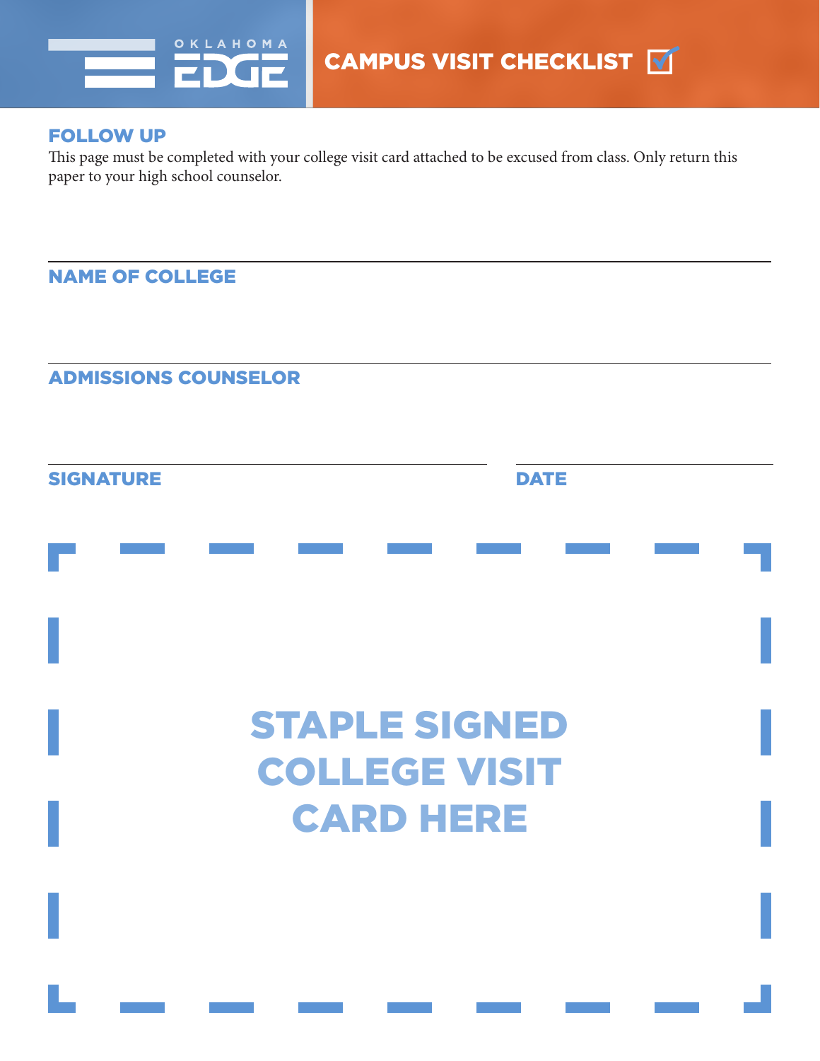OKLAHOMA EDGE

# CAMPUS VISIT CHECKLIST

## FOLLOW UP

This page must be completed with your college visit card attached to be excused from class. Only return this paper to your high school counselor.

_______________________________________________

**NAME OF COLLEGE**

_______________________________________________

**ADMISSIONS COUNSELOR**

_______________________________ _______________

**SIGNATURE** **DATE**

**STAPLE SIGNED COLLEGE VISIT CARD HERE**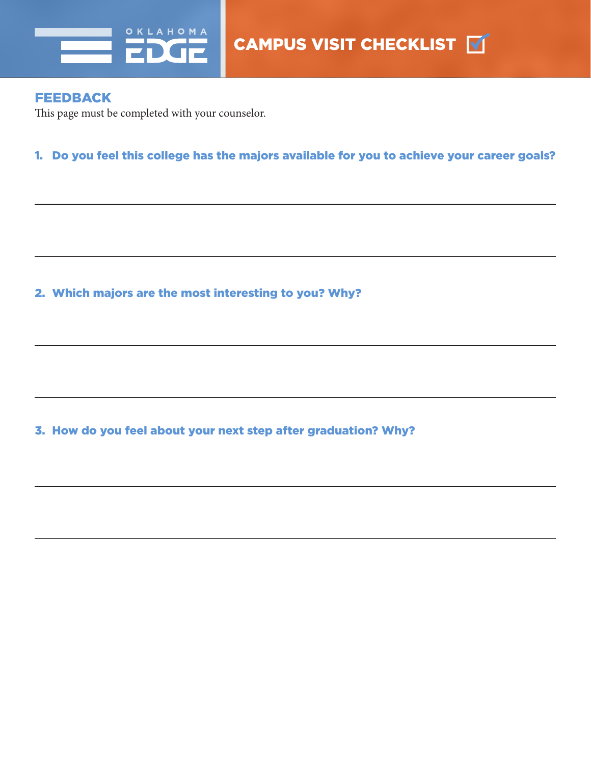OKLAHOMA EDGE

# CAMPUS VISIT CHECKLIST

## FEEDBACK

This page must be completed with your counselor.

1. **Do you feel this college has the majors available for you to achieve your career goals?**

2. **Which majors are the most interesting to you? Why?**

3. **How do you feel about your next step after graduation? Why?**